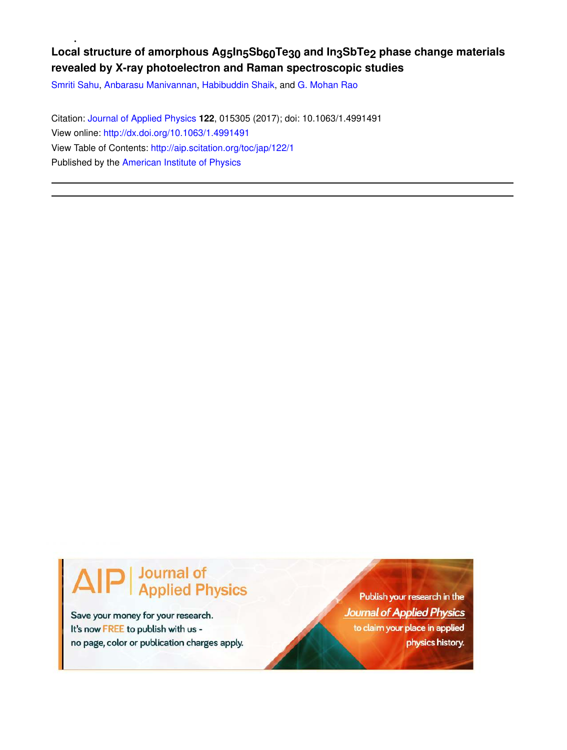# Local structure of amorphous $Ag_5In_5Sb_{60}Te_{30}$ and $In_3SbTe_2$ phase change materials revealed by X-ray photoelectron and Raman spectroscopic studies

Smriti Sahu, Anbarasu Manivannan, Habibuddin Shaik, and G. Mohan Rao

Citation: Journal of Applied Physics **122**, 015305 (2017); doi: 10.1063/1.4991491

View online: http://dx.doi.org/10.1063/1.4991491

View Table of Contents: http://aip.scitation.org/toc/jap/122/1

Published by the American Institute of Physics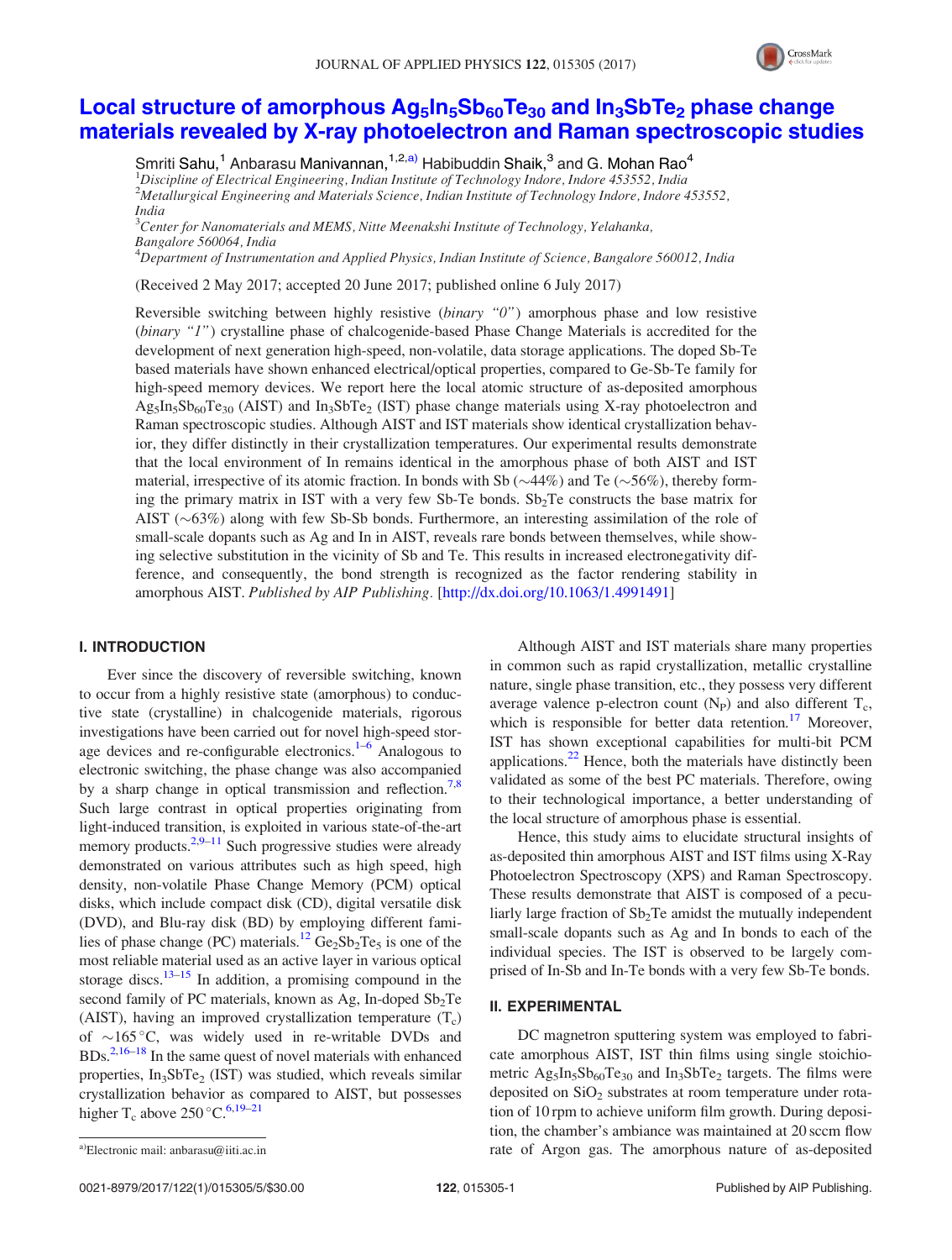# Local structure of amorphous $Ag_5In_5Sb_{60}Te_{30}$ and $In_3SbTe_2$ phase change materials revealed by X-ray photoelectron and Raman spectroscopic studies

Smriti Sahu,[1] Anbarasu Manivannan,[1,2,a)] Habibuddin Shaik,[3] and G. Mohan Rao[4]

[1]*Discipline of Electrical Engineering, Indian Institute of Technology Indore, Indore 453552, India*
[2]*Metallurgical Engineering and Materials Science, Indian Institute of Technology Indore, Indore 453552, India*
[3]*Center for Nanomaterials and MEMS, Nitte Meenakshi Institute of Technology, Yelahanka, Bangalore 560064, India*
[4]*Department of Instrumentation and Applied Physics, Indian Institute of Science, Bangalore 560012, India*

(Received 2 May 2017; accepted 20 June 2017; published online 6 July 2017)

Reversible switching between highly resistive (*binary "0"*) amorphous phase and low resistive (*binary "1"*) crystalline phase of chalcogenide-based Phase Change Materials is accredited for the development of next generation high-speed, non-volatile, data storage applications. The doped Sb-Te based materials have shown enhanced electrical/optical properties, compared to Ge-Sb-Te family for high-speed memory devices. We report here the local atomic structure of as-deposited amorphous $Ag_5In_5Sb_{60}Te_{30}$ (AIST) and $In_3SbTe_2$ (IST) phase change materials using X-ray photoelectron and Raman spectroscopic studies. Although AIST and IST materials show identical crystallization behavior, they differ distinctly in their crystallization temperatures. Our experimental results demonstrate that the local environment of In remains identical in the amorphous phase of both AIST and IST material, irrespective of its atomic fraction. In bonds with Sb (~44%) and Te (~56%), thereby forming the primary matrix in IST with a very few Sb-Te bonds. $Sb_2Te$ constructs the base matrix for AIST (~63%) along with few Sb-Sb bonds. Furthermore, an interesting assimilation of the role of small-scale dopants such as Ag and In in AIST, reveals rare bonds between themselves, while showing selective substitution in the vicinity of Sb and Te. This results in increased electronegativity difference, and consequently, the bond strength is recognized as the factor rendering stability in amorphous AIST. *Published by AIP Publishing.* [http://dx.doi.org/10.1063/1.4991491]

## I. INTRODUCTION

Ever since the discovery of reversible switching, known to occur from a highly resistive state (amorphous) to conductive state (crystalline) in chalcogenide materials, rigorous investigations have been carried out for novel high-speed storage devices and re-configurable electronics.[1–6] Analogous to electronic switching, the phase change was also accompanied by a sharp change in optical transmission and reflection.[7,8] Such large contrast in optical properties originating from light-induced transition, is exploited in various state-of-the-art memory products.[2,9–11] Such progressive studies were already demonstrated on various attributes such as high speed, high density, non-volatile Phase Change Memory (PCM) optical disks, which include compact disk (CD), digital versatile disk (DVD), and Blu-ray disk (BD) by employing different families of phase change (PC) materials.[12] $Ge_2Sb_2Te_5$ is one of the most reliable material used as an active layer in various optical storage discs.[13–15] In addition, a promising compound in the second family of PC materials, known as Ag, In-doped $Sb_2Te$ (AIST), having an improved crystallization temperature ($T_c$) of ~165 °C, was widely used in re-writable DVDs and BDs.[2,16–18] In the same quest of novel materials with enhanced properties, $In_3SbTe_2$ (IST) was studied, which reveals similar crystallization behavior as compared to AIST, but possesses higher $T_c$ above 250 °C.[6,19–21]

Although AIST and IST materials share many properties in common such as rapid crystallization, metallic crystalline nature, single phase transition, etc., they possess very different average valence p-electron count ($N_P$) and also different $T_c$, which is responsible for better data retention.[17] Moreover, IST has shown exceptional capabilities for multi-bit PCM applications.[22] Hence, both the materials have distinctly been validated as some of the best PC materials. Therefore, owing to their technological importance, a better understanding of the local structure of amorphous phase is essential.

Hence, this study aims to elucidate structural insights of as-deposited thin amorphous AIST and IST films using X-Ray Photoelectron Spectroscopy (XPS) and Raman Spectroscopy. These results demonstrate that AIST is composed of a peculiarly large fraction of $Sb_2Te$ amidst the mutually independent small-scale dopants such as Ag and In bonds to each of the individual species. The IST is observed to be largely comprised of In-Sb and In-Te bonds with a very few Sb-Te bonds.

## II. EXPERIMENTAL

DC magnetron sputtering system was employed to fabricate amorphous AIST, IST thin films using single stoichiometric $Ag_5In_5Sb_{60}Te_{30}$ and $In_3SbTe_2$ targets. The films were deposited on $SiO_2$ substrates at room temperature under rotation of 10 rpm to achieve uniform film growth. During deposition, the chamber's ambiance was maintained at 20 sccm flow rate of Argon gas. The amorphous nature of as-deposited

a)Electronic mail: anbarasu@iiti.ac.in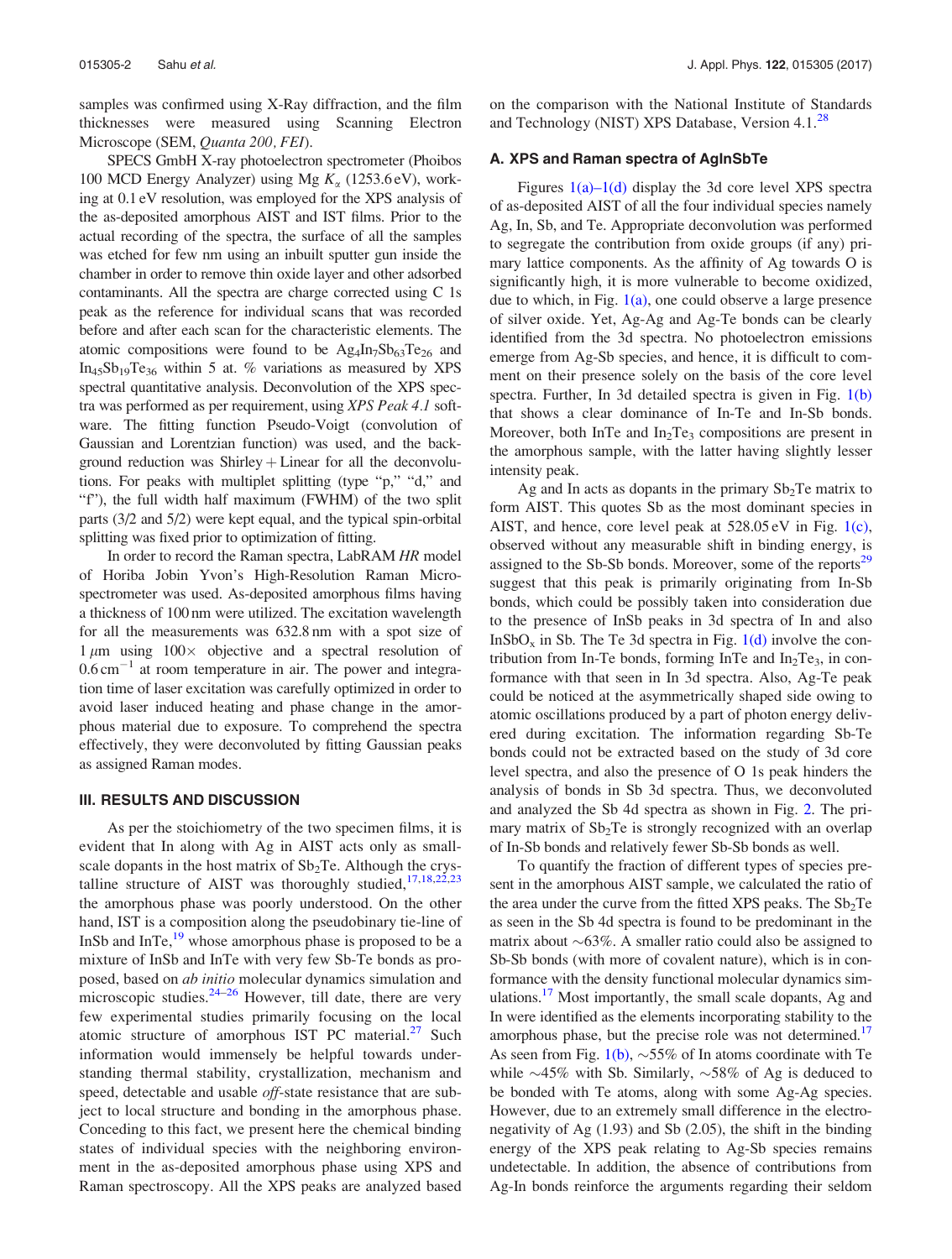samples was confirmed using X-Ray diffraction, and the film thicknesses were measured using Scanning Electron Microscope (SEM, *Quanta 200, FEI*).

SPECS GmbH X-ray photoelectron spectrometer (Phoibos 100 MCD Energy Analyzer) using Mg $K_\alpha$ (1253.6 eV), working at 0.1 eV resolution, was employed for the XPS analysis of the as-deposited amorphous AIST and IST films. Prior to the actual recording of the spectra, the surface of all the samples was etched for few nm using an inbuilt sputter gun inside the chamber in order to remove thin oxide layer and other adsorbed contaminants. All the spectra are charge corrected using C 1s peak as the reference for individual scans that was recorded before and after each scan for the characteristic elements. The atomic compositions were found to be $Ag_4In_7Sb_{63}Te_{26}$ and $In_{45}Sb_{19}Te_{36}$ within 5 at. % variations as measured by XPS spectral quantitative analysis. Deconvolution of the XPS spectra was performed as per requirement, using *XPS Peak 4.1* software. The fitting function Pseudo-Voigt (convolution of Gaussian and Lorentzian function) was used, and the background reduction was Shirley + Linear for all the deconvolutions. For peaks with multiplet splitting (type "p," "d," and "f"), the full width half maximum (FWHM) of the two split parts (3/2 and 5/2) were kept equal, and the typical spin-orbital splitting was fixed prior to optimization of fitting.

In order to record the Raman spectra, LabRAM *HR* model of Horiba Jobin Yvon's High-Resolution Raman Microspectrometer was used. As-deposited amorphous films having a thickness of 100 nm were utilized. The excitation wavelength for all the measurements was 632.8 nm with a spot size of 1 $\mu$m using 100× objective and a spectral resolution of 0.6 cm$^{-1}$ at room temperature in air. The power and integration time of laser excitation was carefully optimized in order to avoid laser induced heating and phase change in the amorphous material due to exposure. To comprehend the spectra effectively, they were deconvoluted by fitting Gaussian peaks as assigned Raman modes.

## III. RESULTS AND DISCUSSION

As per the stoichiometry of the two specimen films, it is evident that In along with Ag in AIST acts only as small-scale dopants in the host matrix of $Sb_2Te$. Although the crystalline structure of AIST was thoroughly studied,[17,18,22,23] the amorphous phase was poorly understood. On the other hand, IST is a composition along the pseudobinary tie-line of InSb and InTe,[19] whose amorphous phase is proposed to be a mixture of InSb and InTe with very few Sb-Te bonds as proposed, based on *ab initio* molecular dynamics simulation and microscopic studies.[24–26] However, till date, there are very few experimental studies primarily focusing on the local atomic structure of amorphous IST PC material.[27] Such information would immensely be helpful towards understanding thermal stability, crystallization, mechanism and speed, detectable and usable *off*-state resistance that are subject to local structure and bonding in the amorphous phase. Conceding to this fact, we present here the chemical binding states of individual species with the neighboring environment in the as-deposited amorphous phase using XPS and Raman spectroscopy. All the XPS peaks are analyzed based on the comparison with the National Institute of Standards and Technology (NIST) XPS Database, Version 4.1.[28]

### A. XPS and Raman spectra of AgInSbTe

Figures 1(a)–1(d) display the 3d core level XPS spectra of as-deposited AIST of all the four individual species namely Ag, In, Sb, and Te. Appropriate deconvolution was performed to segregate the contribution from oxide groups (if any) primary lattice components. As the affinity of Ag towards O is significantly high, it is more vulnerable to become oxidized, due to which, in Fig. 1(a), one could observe a large presence of silver oxide. Yet, Ag-Ag and Ag-Te bonds can be clearly identified from the 3d spectra. No photoelectron emissions emerge from Ag-Sb species, and hence, it is difficult to comment on their presence solely on the basis of the core level spectra. Further, In 3d detailed spectra is given in Fig. 1(b) that shows a clear dominance of In-Te and In-Sb bonds. Moreover, both InTe and $In_2Te_3$ compositions are present in the amorphous sample, with the latter having slightly lesser intensity peak.

Ag and In acts as dopants in the primary $Sb_2Te$ matrix to form AIST. This quotes Sb as the most dominant species in AIST, and hence, core level peak at 528.05 eV in Fig. 1(c), observed without any measurable shift in binding energy, is assigned to the Sb-Sb bonds. Moreover, some of the reports[29] suggest that this peak is primarily originating from In-Sb bonds, which could be possibly taken into consideration due to the presence of InSb peaks in 3d spectra of In and also $InSbO_x$ in Sb. The Te 3d spectra in Fig. 1(d) involve the contribution from In-Te bonds, forming InTe and $In_2Te_3$, in conformance with that seen in In 3d spectra. Also, Ag-Te peak could be noticed at the asymmetrically shaped side owing to atomic oscillations produced by a part of photon energy delivered during excitation. The information regarding Sb-Te bonds could not be extracted based on the study of 3d core level spectra, and also the presence of O 1s peak hinders the analysis of bonds in Sb 3d spectra. Thus, we deconvoluted and analyzed the Sb 4d spectra as shown in Fig. 2. The primary matrix of $Sb_2Te$ is strongly recognized with an overlap of In-Sb bonds and relatively fewer Sb-Sb bonds as well.

To quantify the fraction of different types of species present in the amorphous AIST sample, we calculated the ratio of the area under the curve from the fitted XPS peaks. The $Sb_2Te$ as seen in the Sb 4d spectra is found to be predominant in the matrix about ∼63%. A smaller ratio could also be assigned to Sb-Sb bonds (with more of covalent nature), which is in conformance with the density functional molecular dynamics simulations.[17] Most importantly, the small scale dopants, Ag and In were identified as the elements incorporating stability to the amorphous phase, but the precise role was not determined.[17] As seen from Fig. 1(b), ∼55% of In atoms coordinate with Te while ∼45% with Sb. Similarly, ∼58% of Ag is deduced to be bonded with Te atoms, along with some Ag-Ag species. However, due to an extremely small difference in the electronegativity of Ag (1.93) and Sb (2.05), the shift in the binding energy of the XPS peak relating to Ag-Sb species remains undetectable. In addition, the absence of contributions from Ag-In bonds reinforce the arguments regarding their seldom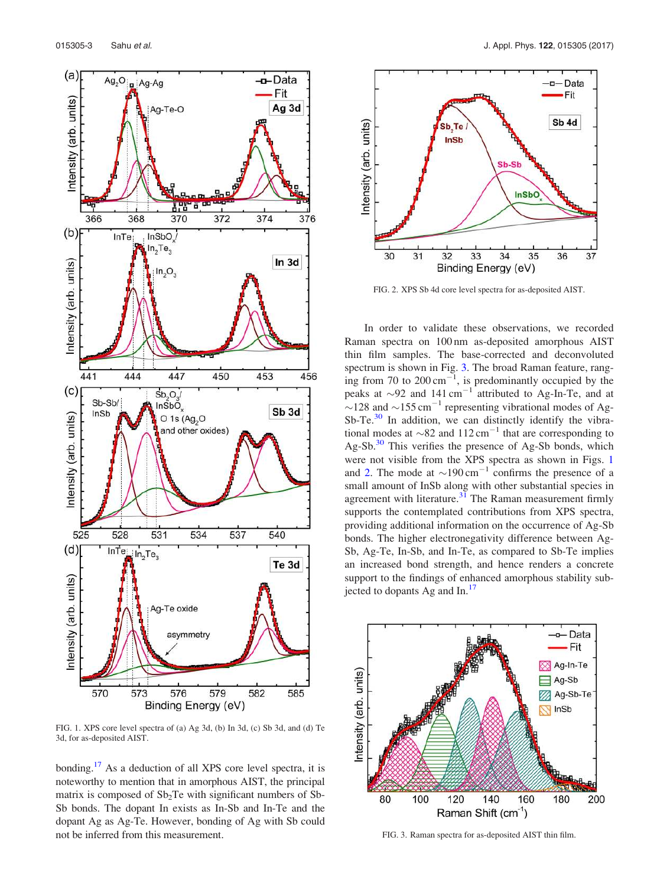FIG. 1. XPS core level spectra of (a) Ag 3d, (b) In 3d, (c) Sb 3d, and (d) Te 3d, for as-deposited AIST.

bonding.[17] As a deduction of all XPS core level spectra, it is noteworthy to mention that in amorphous AIST, the principal matrix is composed of $Sb_2Te$ with significant numbers of Sb-Sb bonds. The dopant In exists as In-Sb and In-Te and the dopant Ag as Ag-Te. However, bonding of Ag with Sb could not be inferred from this measurement.

FIG. 2. XPS Sb 4d core level spectra for as-deposited AIST.

In order to validate these observations, we recorded Raman spectra on 100 nm as-deposited amorphous AIST thin film samples. The base-corrected and deconvoluted spectrum is shown in Fig. 3. The broad Raman feature, ranging from 70 to 200 $cm^{-1}$, is predominantly occupied by the peaks at ~92 and 141 $cm^{-1}$ attributed to Ag-In-Te, and at ~128 and ~155 $cm^{-1}$ representing vibrational modes of Ag-Sb-Te.[30] In addition, we can distinctly identify the vibrational modes at ~82 and 112 $cm^{-1}$ that are corresponding to Ag-Sb.[30] This verifies the presence of Ag-Sb bonds, which were not visible from the XPS spectra as shown in Figs. 1 and 2. The mode at ~190 $cm^{-1}$ confirms the presence of a small amount of InSb along with other substantial species in agreement with literature.[31] The Raman measurement firmly supports the contemplated contributions from XPS spectra, providing additional information on the occurrence of Ag-Sb bonds. The higher electronegativity difference between Ag-Sb, Ag-Te, In-Sb, and In-Te, as compared to Sb-Te implies an increased bond strength, and hence renders a concrete support to the findings of enhanced amorphous stability subjected to dopants Ag and In.[17]

FIG. 3. Raman spectra for as-deposited AIST thin film.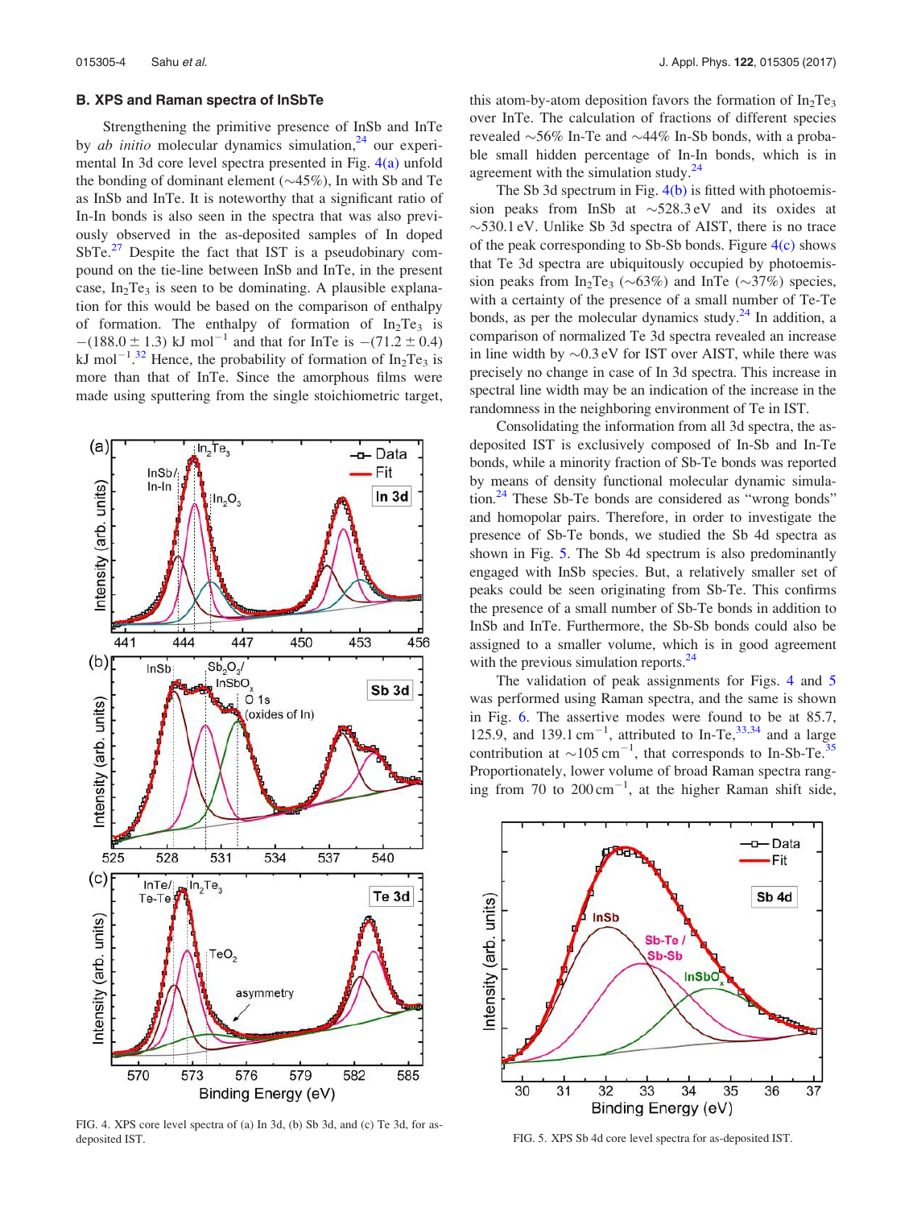### B. XPS and Raman spectra of InSbTe

Strengthening the primitive presence of InSb and InTe by *ab initio* molecular dynamics simulation,[24] our experimental In 3d core level spectra presented in Fig. 4(a) unfold the bonding of dominant element (~45%), In with Sb and Te as InSb and InTe. It is noteworthy that a significant ratio of In-In bonds is also seen in the spectra that was also previously observed in the as-deposited samples of In doped SbTe.[27] Despite the fact that IST is a pseudobinary compound on the tie-line between InSb and InTe, in the present case, $In_2Te_3$ is seen to be dominating. A plausible explanation for this would be based on the comparison of enthalpy of formation. The enthalpy of formation of $In_2Te_3$ is $-(188.0 \pm 1.3)$ kJ mol$^{-1}$ and that for InTe is $-(71.2 \pm 0.4)$ kJ mol$^{-1}$.[32] Hence, the probability of formation of $In_2Te_3$ is more than that of InTe. Since the amorphous films were made using sputtering from the single stoichiometric target, this atom-by-atom deposition favors the formation of $In_2Te_3$ over InTe. The calculation of fractions of different species revealed ~56% In-Te and ~44% In-Sb bonds, with a probable small hidden percentage of In-In bonds, which is in agreement with the simulation study.[24]

The Sb 3d spectrum in Fig. 4(b) is fitted with photoemission peaks from InSb at ~528.3 eV and its oxides at ~530.1 eV. Unlike Sb 3d spectra of AIST, there is no trace of the peak corresponding to Sb-Sb bonds. Figure 4(c) shows that Te 3d spectra are ubiquitously occupied by photoemission peaks from $In_2Te_3$ (~63%) and InTe (~37%) species, with a certainty of the presence of a small number of Te-Te bonds, as per the molecular dynamics study.[24] In addition, a comparison of normalized Te 3d spectra revealed an increase in line width by ~0.3 eV for IST over AIST, while there was precisely no change in case of In 3d spectra. This increase in spectral line width may be an indication of the increase in the randomness in the neighboring environment of Te in IST.

Consolidating the information from all 3d spectra, the as-deposited IST is exclusively composed of In-Sb and In-Te bonds, while a minority fraction of Sb-Te bonds was reported by means of density functional molecular dynamic simulation.[24] These Sb-Te bonds are considered as "wrong bonds" and homopolar pairs. Therefore, in order to investigate the presence of Sb-Te bonds, we studied the Sb 4d spectra as shown in Fig. 5. The Sb 4d spectrum is also predominantly engaged with InSb species. But, a relatively smaller set of peaks could be seen originating from Sb-Te. This confirms the presence of a small number of Sb-Te bonds in addition to InSb and InTe. Furthermore, the Sb-Sb bonds could also be assigned to a smaller volume, which is in good agreement with the previous simulation reports.[24]

The validation of peak assignments for Figs. 4 and 5 was performed using Raman spectra, and the same is shown in Fig. 6. The assertive modes were found to be at 85.7, 125.9, and 139.1 cm$^{-1}$, attributed to In-Te,[33,34] and a large contribution at ~105 cm$^{-1}$, that corresponds to In-Sb-Te.[35] Proportionately, lower volume of broad Raman spectra ranging from 70 to 200 cm$^{-1}$, at the higher Raman shift side,

FIG. 4. XPS core level spectra of (a) In 3d, (b) Sb 3d, and (c) Te 3d, for as-deposited IST.

FIG. 5. XPS Sb 4d core level spectra for as-deposited IST.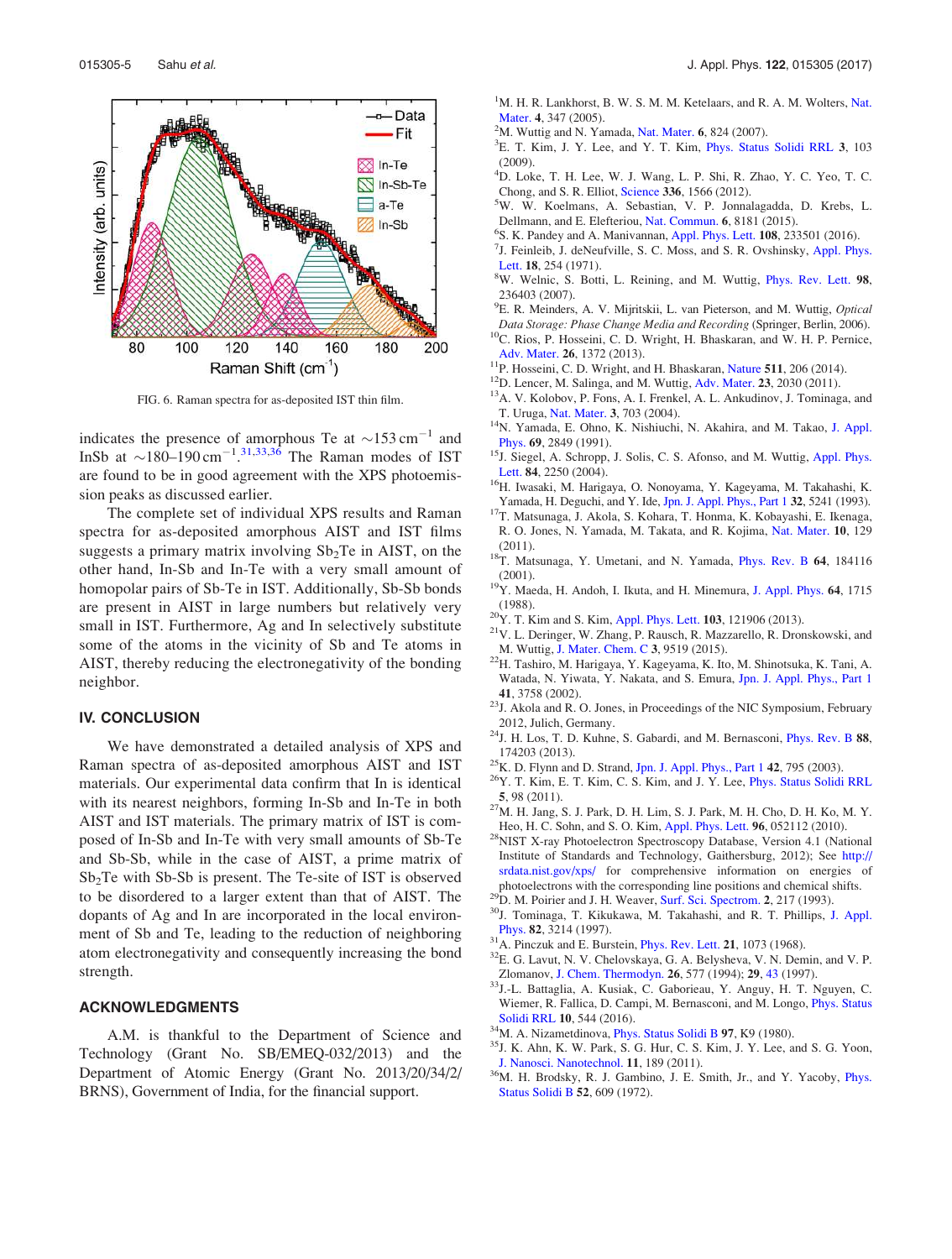Data
Fit
In-Te
In-Sb-Te
a-Te
In-Sb
Intensity (arb. units)
80 100 120 140 160 180 200
Raman Shift (cm$^{-1}$)

FIG. 6. Raman spectra for as-deposited IST thin film.

indicates the presence of amorphous Te at ~153 cm$^{-1}$ and InSb at ~180–190 cm$^{-1}$.[31,33,36] The Raman modes of IST are found to be in good agreement with the XPS photoemission peaks as discussed earlier.

The complete set of individual XPS results and Raman spectra for as-deposited amorphous AIST and IST films suggests a primary matrix involving $Sb_2Te$ in AIST, on the other hand, In-Sb and In-Te with a very small amount of homopolar pairs of Sb-Te in IST. Additionally, Sb-Sb bonds are present in AIST in large numbers but relatively very small in IST. Furthermore, Ag and In selectively substitute some of the atoms in the vicinity of Sb and Te atoms in AIST, thereby reducing the electronegativity of the bonding neighbor.

## IV. CONCLUSION

We have demonstrated a detailed analysis of XPS and Raman spectra of as-deposited amorphous AIST and IST materials. Our experimental data confirm that In is identical with its nearest neighbors, forming In-Sb and In-Te in both AIST and IST materials. The primary matrix of IST is composed of In-Sb and In-Te with very small amounts of Sb-Te and Sb-Sb, while in the case of AIST, a prime matrix of $Sb_2Te$ with Sb-Sb is present. The Te-site of IST is observed to be disordered to a larger extent than that of AIST. The dopants of Ag and In are incorporated in the local environment of Sb and Te, leading to the reduction of neighboring atom electronegativity and consequently increasing the bond strength.

## ACKNOWLEDGMENTS

A.M. is thankful to the Department of Science and Technology (Grant No. SB/EMEQ-032/2013) and the Department of Atomic Energy (Grant No. 2013/20/34/2/BRNS), Government of India, for the financial support.

[1] M. H. R. Lankhorst, B. W. S. M. M. Ketelaars, and R. A. M. Wolters, Nat. Mater. **4**, 347 (2005).
[2] M. Wuttig and N. Yamada, Nat. Mater. **6**, 824 (2007).
[3] E. T. Kim, J. Y. Lee, and Y. T. Kim, Phys. Status Solidi RRL **3**, 103 (2009).
[4] D. Loke, T. H. Lee, W. J. Wang, L. P. Shi, R. Zhao, Y. C. Yeo, T. C. Chong, and S. R. Elliot, Science **336**, 1566 (2012).
[5] W. W. Koelmans, A. Sebastian, V. P. Jonnalagadda, D. Krebs, L. Dellmann, and E. Elefteriou, Nat. Commun. **6**, 8181 (2015).
[6] S. K. Pandey and A. Manivannan, Appl. Phys. Lett. **108**, 233501 (2016).
[7] J. Feinleib, J. deNeufville, S. C. Moss, and S. R. Ovshinsky, Appl. Phys. Lett. **18**, 254 (1971).
[8] W. Welnic, S. Botti, L. Reining, and M. Wuttig, Phys. Rev. Lett. **98**, 236403 (2007).
[9] E. R. Meinders, A. V. Mijritskii, L. van Pieterson, and M. Wuttig, *Optical Data Storage: Phase Change Media and Recording* (Springer, Berlin, 2006).
[10] C. Rios, P. Hosseini, C. D. Wright, H. Bhaskaran, and W. H. P. Pernice, Adv. Mater. **26**, 1372 (2013).
[11] P. Hosseini, C. D. Wright, and H. Bhaskaran, Nature **511**, 206 (2014).
[12] D. Lencer, M. Salinga, and M. Wuttig, Adv. Mater. **23**, 2030 (2011).
[13] A. V. Kolobov, P. Fons, A. I. Frenkel, A. L. Ankudinov, J. Tominaga, and T. Uruga, Nat. Mater. **3**, 703 (2004).
[14] N. Yamada, E. Ohno, K. Nishiuchi, N. Akahira, and M. Takao, J. Appl. Phys. **69**, 2849 (1991).
[15] J. Siegel, A. Schropp, J. Solis, C. S. Afonso, and M. Wuttig, Appl. Phys. Lett. **84**, 2250 (2004).
[16] H. Iwasaki, M. Harigaya, O. Nonoyama, Y. Kageyama, M. Takahashi, K. Yamada, H. Deguchi, and Y. Ide, Jpn. J. Appl. Phys., Part 1 **32**, 5241 (1993).
[17] T. Matsunaga, J. Akola, S. Kohara, T. Honma, K. Kobayashi, E. Ikenaga, R. O. Jones, N. Yamada, M. Takata, and R. Kojima, Nat. Mater. **10**, 129 (2011).
[18] T. Matsunaga, Y. Umetani, and N. Yamada, Phys. Rev. B **64**, 184116 (2001).
[19] Y. Maeda, H. Andoh, I. Ikuta, and H. Minemura, J. Appl. Phys. **64**, 1715 (1988).
[20] Y. T. Kim and S. Kim, Appl. Phys. Lett. **103**, 121906 (2013).
[21] V. L. Deringer, W. Zhang, P. Rausch, R. Mazzarello, R. Dronskowski, and M. Wuttig, J. Mater. Chem. C **3**, 9519 (2015).
[22] H. Tashiro, M. Harigaya, Y. Kageyama, K. Ito, M. Shinotsuka, K. Tani, A. Watada, N. Yiwata, Y. Nakata, and S. Emura, Jpn. J. Appl. Phys., Part 1 **41**, 3758 (2002).
[23] J. Akola and R. O. Jones, in Proceedings of the NIC Symposium, February 2012, Julich, Germany.
[24] J. H. Los, T. D. Kuhne, S. Gabardi, and M. Bernasconi, Phys. Rev. B **88**, 174203 (2013).
[25] K. D. Flynn and D. Strand, Jpn. J. Appl. Phys., Part 1 **42**, 795 (2003).
[26] Y. T. Kim, E. T. Kim, C. S. Kim, and J. Y. Lee, Phys. Status Solidi RRL **5**, 98 (2011).
[27] M. H. Jang, S. J. Park, D. H. Lim, S. J. Park, M. H. Cho, D. H. Ko, M. Y. Heo, H. C. Sohn, and S. O. Kim, Appl. Phys. Lett. **96**, 052112 (2010).
[28] NIST X-ray Photoelectron Spectroscopy Database, Version 4.1 (National Institute of Standards and Technology, Gaithersburg, 2012); See http://srdata.nist.gov/xps/ for comprehensive information on energies of photoelectrons with the corresponding line positions and chemical shifts.
[29] D. M. Poirier and J. H. Weaver, Surf. Sci. Spectrom. **2**, 217 (1993).
[30] J. Tominaga, T. Kikukawa, M. Takahashi, and R. T. Phillips, J. Appl. Phys. **82**, 3214 (1997).
[31] A. Pinczuk and E. Burstein, Phys. Rev. Lett. **21**, 1073 (1968).
[32] E. G. Lavut, N. V. Chelovskaya, G. A. Belysheva, V. N. Demin, and V. P. Zlomanov, J. Chem. Thermodyn. **26**, 577 (1994); **29**, 43 (1997).
[33] J.-L. Battaglia, A. Kusiak, C. Gaborieau, Y. Anguy, H. T. Nguyen, C. Wiemer, R. Fallica, D. Campi, M. Bernasconi, and M. Longo, Phys. Status Solidi RRL **10**, 544 (2016).
[34] M. A. Nizametdinova, Phys. Status Solidi B **97**, K9 (1980).
[35] J. K. Ahn, K. W. Park, S. G. Hur, C. S. Kim, J. Y. Lee, and S. G. Yoon, J. Nanosci. Nanotechnol. **11**, 189 (2011).
[36] M. H. Brodsky, R. J. Gambino, J. E. Smith, Jr., and Y. Yacoby, Phys. Status Solidi B **52**, 609 (1972).